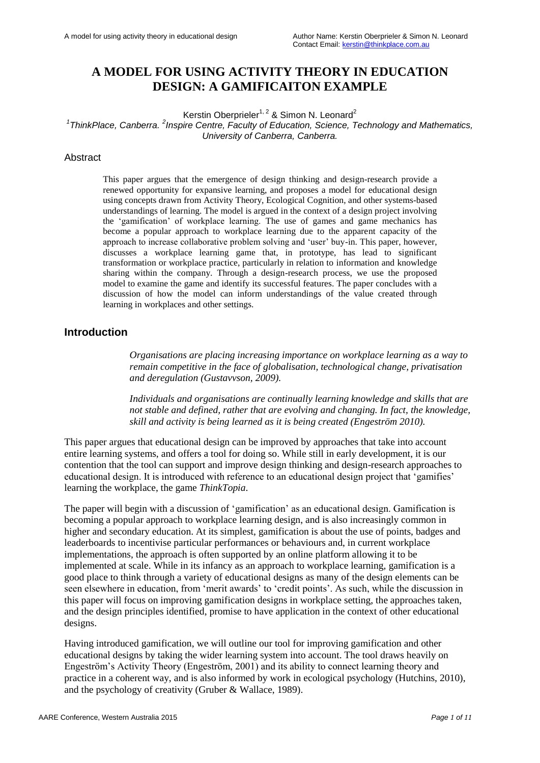# A MODEL FOR USING ACTIVITY THEORY IN EDUCATION DESIGN: A GAMIFICAITON EXAMPLE

Kerstin Oberprieler[1, 2] & Simon N. Leonard[2]

[1]*ThinkPlace, Canberra.* [2]*Inspire Centre, Faculty of Education, Science, Technology and Mathematics, University of Canberra, Canberra.*

## Abstract

This paper argues that the emergence of design thinking and design-research provide a renewed opportunity for expansive learning, and proposes a model for educational design using concepts drawn from Activity Theory, Ecological Cognition, and other systems-based understandings of learning. The model is argued in the context of a design project involving the 'gamification' of workplace learning. The use of games and game mechanics has become a popular approach to workplace learning due to the apparent capacity of the approach to increase collaborative problem solving and 'user' buy-in. This paper, however, discusses a workplace learning game that, in prototype, has lead to significant transformation or workplace practice, particularly in relation to information and knowledge sharing within the company. Through a design-research process, we use the proposed model to examine the game and identify its successful features. The paper concludes with a discussion of how the model can inform understandings of the value created through learning in workplaces and other settings.

## Introduction

*Organisations are placing increasing importance on workplace learning as a way to remain competitive in the face of globalisation, technological change, privatisation and deregulation (Gustavvson, 2009).*

*Individuals and organisations are continually learning knowledge and skills that are not stable and defined, rather that are evolving and changing. In fact, the knowledge, skill and activity is being learned as it is being created (Engeström 2010).*

This paper argues that educational design can be improved by approaches that take into account entire learning systems, and offers a tool for doing so. While still in early development, it is our contention that the tool can support and improve design thinking and design-research approaches to educational design. It is introduced with reference to an educational design project that 'gamifies' learning the workplace, the game *ThinkTopia*.

The paper will begin with a discussion of 'gamification' as an educational design. Gamification is becoming a popular approach to workplace learning design, and is also increasingly common in higher and secondary education. At its simplest, gamification is about the use of points, badges and leaderboards to incentivise particular performances or behaviours and, in current workplace implementations, the approach is often supported by an online platform allowing it to be implemented at scale. While in its infancy as an approach to workplace learning, gamification is a good place to think through a variety of educational designs as many of the design elements can be seen elsewhere in education, from 'merit awards' to 'credit points'. As such, while the discussion in this paper will focus on improving gamification designs in workplace setting, the approaches taken, and the design principles identified, promise to have application in the context of other educational designs.

Having introduced gamification, we will outline our tool for improving gamification and other educational designs by taking the wider learning system into account. The tool draws heavily on Engeström's Activity Theory (Engeström, 2001) and its ability to connect learning theory and practice in a coherent way, and is also informed by work in ecological psychology (Hutchins, 2010), and the psychology of creativity (Gruber & Wallace, 1989).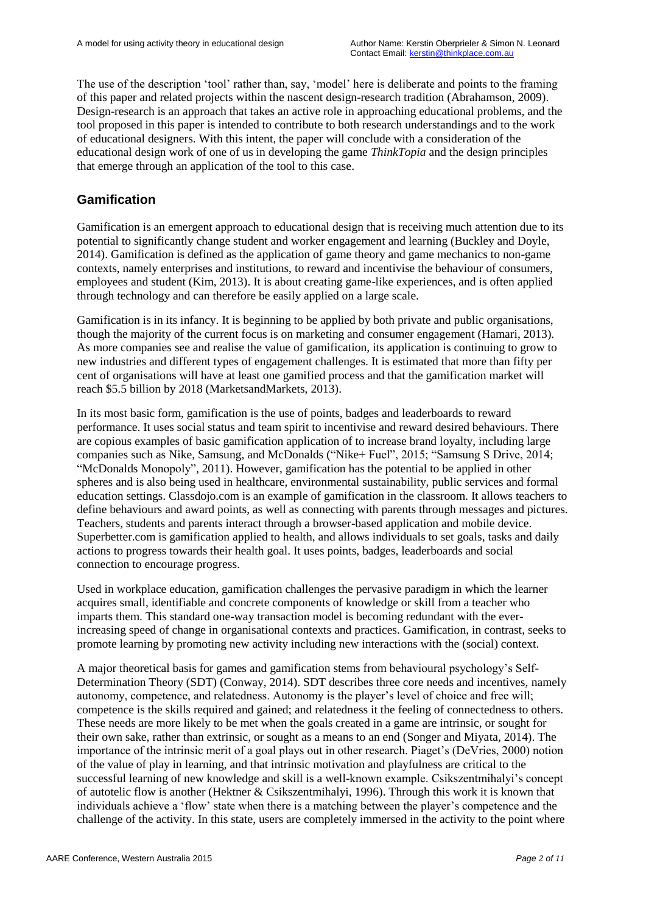The use of the description 'tool' rather than, say, 'model' here is deliberate and points to the framing of this paper and related projects within the nascent design-research tradition (Abrahamson, 2009). Design-research is an approach that takes an active role in approaching educational problems, and the tool proposed in this paper is intended to contribute to both research understandings and to the work of educational designers. With this intent, the paper will conclude with a consideration of the educational design work of one of us in developing the game *ThinkTopia* and the design principles that emerge through an application of the tool to this case.

## Gamification

Gamification is an emergent approach to educational design that is receiving much attention due to its potential to significantly change student and worker engagement and learning (Buckley and Doyle, 2014). Gamification is defined as the application of game theory and game mechanics to non-game contexts, namely enterprises and institutions, to reward and incentivise the behaviour of consumers, employees and student (Kim, 2013). It is about creating game-like experiences, and is often applied through technology and can therefore be easily applied on a large scale.

Gamification is in its infancy. It is beginning to be applied by both private and public organisations, though the majority of the current focus is on marketing and consumer engagement (Hamari, 2013). As more companies see and realise the value of gamification, its application is continuing to grow to new industries and different types of engagement challenges. It is estimated that more than fifty per cent of organisations will have at least one gamified process and that the gamification market will reach $5.5 billion by 2018 (MarketsandMarkets, 2013).

In its most basic form, gamification is the use of points, badges and leaderboards to reward performance. It uses social status and team spirit to incentivise and reward desired behaviours. There are copious examples of basic gamification application of to increase brand loyalty, including large companies such as Nike, Samsung, and McDonalds ("Nike+ Fuel", 2015; "Samsung S Drive, 2014; "McDonalds Monopoly", 2011). However, gamification has the potential to be applied in other spheres and is also being used in healthcare, environmental sustainability, public services and formal education settings. Classdojo.com is an example of gamification in the classroom. It allows teachers to define behaviours and award points, as well as connecting with parents through messages and pictures. Teachers, students and parents interact through a browser-based application and mobile device. Superbetter.com is gamification applied to health, and allows individuals to set goals, tasks and daily actions to progress towards their health goal. It uses points, badges, leaderboards and social connection to encourage progress.

Used in workplace education, gamification challenges the pervasive paradigm in which the learner acquires small, identifiable and concrete components of knowledge or skill from a teacher who imparts them. This standard one-way transaction model is becoming redundant with the ever-increasing speed of change in organisational contexts and practices. Gamification, in contrast, seeks to promote learning by promoting new activity including new interactions with the (social) context.

A major theoretical basis for games and gamification stems from behavioural psychology's Self-Determination Theory (SDT) (Conway, 2014). SDT describes three core needs and incentives, namely autonomy, competence, and relatedness. Autonomy is the player's level of choice and free will; competence is the skills required and gained; and relatedness it the feeling of connectedness to others. These needs are more likely to be met when the goals created in a game are intrinsic, or sought for their own sake, rather than extrinsic, or sought as a means to an end (Songer and Miyata, 2014). The importance of the intrinsic merit of a goal plays out in other research. Piaget's (DeVries, 2000) notion of the value of play in learning, and that intrinsic motivation and playfulness are critical to the successful learning of new knowledge and skill is a well-known example. Csikszentmihalyi's concept of autotelic flow is another (Hektner & Csikszentmihalyi, 1996). Through this work it is known that individuals achieve a 'flow' state when there is a matching between the player's competence and the challenge of the activity. In this state, users are completely immersed in the activity to the point where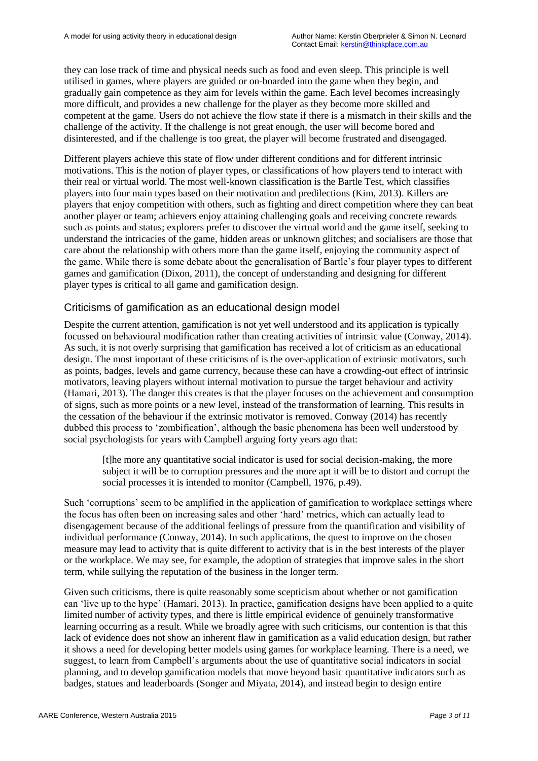they can lose track of time and physical needs such as food and even sleep. This principle is well utilised in games, where players are guided or on-boarded into the game when they begin, and gradually gain competence as they aim for levels within the game. Each level becomes increasingly more difficult, and provides a new challenge for the player as they become more skilled and competent at the game. Users do not achieve the flow state if there is a mismatch in their skills and the challenge of the activity. If the challenge is not great enough, the user will become bored and disinterested, and if the challenge is too great, the player will become frustrated and disengaged.

Different players achieve this state of flow under different conditions and for different intrinsic motivations. This is the notion of player types, or classifications of how players tend to interact with their real or virtual world. The most well-known classification is the Bartle Test, which classifies players into four main types based on their motivation and predilections (Kim, 2013). Killers are players that enjoy competition with others, such as fighting and direct competition where they can beat another player or team; achievers enjoy attaining challenging goals and receiving concrete rewards such as points and status; explorers prefer to discover the virtual world and the game itself, seeking to understand the intricacies of the game, hidden areas or unknown glitches; and socialisers are those that care about the relationship with others more than the game itself, enjoying the community aspect of the game. While there is some debate about the generalisation of Bartle's four player types to different games and gamification (Dixon, 2011), the concept of understanding and designing for different player types is critical to all game and gamification design.

## Criticisms of gamification as an educational design model

Despite the current attention, gamification is not yet well understood and its application is typically focussed on behavioural modification rather than creating activities of intrinsic value (Conway, 2014). As such, it is not overly surprising that gamification has received a lot of criticism as an educational design. The most important of these criticisms of is the over-application of extrinsic motivators, such as points, badges, levels and game currency, because these can have a crowding-out effect of intrinsic motivators, leaving players without internal motivation to pursue the target behaviour and activity (Hamari, 2013). The danger this creates is that the player focuses on the achievement and consumption of signs, such as more points or a new level, instead of the transformation of learning. This results in the cessation of the behaviour if the extrinsic motivator is removed. Conway (2014) has recently dubbed this process to 'zombification', although the basic phenomena has been well understood by social psychologists for years with Campbell arguing forty years ago that:

> [t]he more any quantitative social indicator is used for social decision-making, the more subject it will be to corruption pressures and the more apt it will be to distort and corrupt the social processes it is intended to monitor (Campbell, 1976, p.49).

Such 'corruptions' seem to be amplified in the application of gamification to workplace settings where the focus has often been on increasing sales and other 'hard' metrics, which can actually lead to disengagement because of the additional feelings of pressure from the quantification and visibility of individual performance (Conway, 2014). In such applications, the quest to improve on the chosen measure may lead to activity that is quite different to activity that is in the best interests of the player or the workplace. We may see, for example, the adoption of strategies that improve sales in the short term, while sullying the reputation of the business in the longer term.

Given such criticisms, there is quite reasonably some scepticism about whether or not gamification can 'live up to the hype' (Hamari, 2013). In practice, gamification designs have been applied to a quite limited number of activity types, and there is little empirical evidence of genuinely transformative learning occurring as a result. While we broadly agree with such criticisms, our contention is that this lack of evidence does not show an inherent flaw in gamification as a valid education design, but rather it shows a need for developing better models using games for workplace learning. There is a need, we suggest, to learn from Campbell's arguments about the use of quantitative social indicators in social planning, and to develop gamification models that move beyond basic quantitative indicators such as badges, statues and leaderboards (Songer and Miyata, 2014), and instead begin to design entire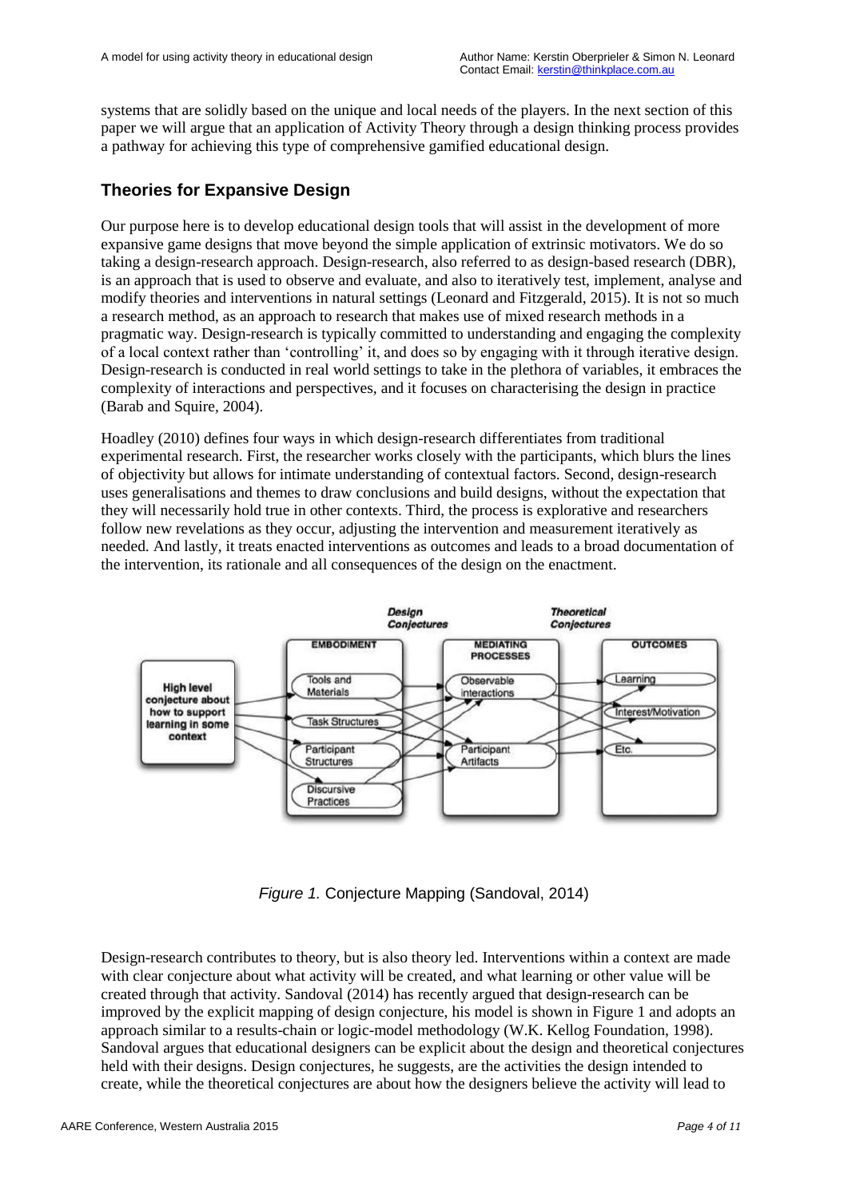systems that are solidly based on the unique and local needs of the players. In the next section of this paper we will argue that an application of Activity Theory through a design thinking process provides a pathway for achieving this type of comprehensive gamified educational design.

## Theories for Expansive Design

Our purpose here is to develop educational design tools that will assist in the development of more expansive game designs that move beyond the simple application of extrinsic motivators. We do so taking a design-research approach. Design-research, also referred to as design-based research (DBR), is an approach that is used to observe and evaluate, and also to iteratively test, implement, analyse and modify theories and interventions in natural settings (Leonard and Fitzgerald, 2015). It is not so much a research method, as an approach to research that makes use of mixed research methods in a pragmatic way. Design-research is typically committed to understanding and engaging the complexity of a local context rather than 'controlling' it, and does so by engaging with it through iterative design. Design-research is conducted in real world settings to take in the plethora of variables, it embraces the complexity of interactions and perspectives, and it focuses on characterising the design in practice (Barab and Squire, 2004).

Hoadley (2010) defines four ways in which design-research differentiates from traditional experimental research. First, the researcher works closely with the participants, which blurs the lines of objectivity but allows for intimate understanding of contextual factors. Second, design-research uses generalisations and themes to draw conclusions and build designs, without the expectation that they will necessarily hold true in other contexts. Third, the process is explorative and researchers follow new revelations as they occur, adjusting the intervention and measurement iteratively as needed. And lastly, it treats enacted interventions as outcomes and leads to a broad documentation of the intervention, its rationale and all consequences of the design on the enactment.

*Figure 1.* Conjecture Mapping (Sandoval, 2014)

Design-research contributes to theory, but is also theory led. Interventions within a context are made with clear conjecture about what activity will be created, and what learning or other value will be created through that activity. Sandoval (2014) has recently argued that design-research can be improved by the explicit mapping of design conjecture, his model is shown in Figure 1 and adopts an approach similar to a results-chain or logic-model methodology (W.K. Kellog Foundation, 1998). Sandoval argues that educational designers can be explicit about the design and theoretical conjectures held with their designs. Design conjectures, he suggests, are the activities the design intended to create, while the theoretical conjectures are about how the designers believe the activity will lead to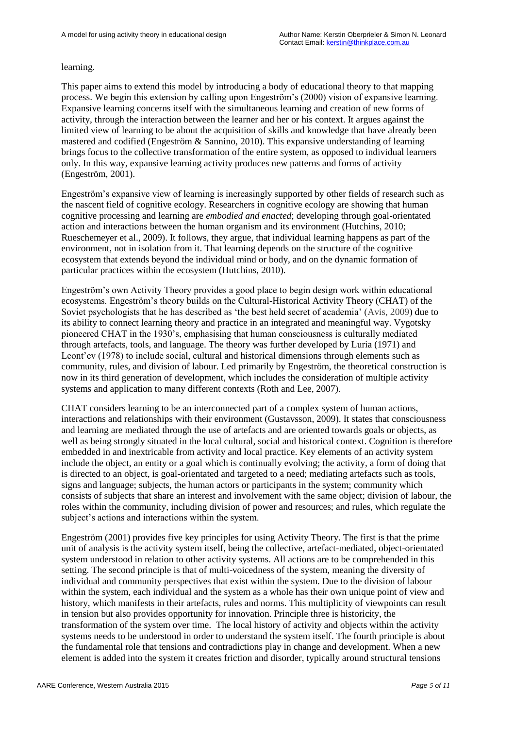learning.

This paper aims to extend this model by introducing a body of educational theory to that mapping process. We begin this extension by calling upon Engeström's (2000) vision of expansive learning. Expansive learning concerns itself with the simultaneous learning and creation of new forms of activity, through the interaction between the learner and her or his context. It argues against the limited view of learning to be about the acquisition of skills and knowledge that have already been mastered and codified (Engeström & Sannino, 2010). This expansive understanding of learning brings focus to the collective transformation of the entire system, as opposed to individual learners only. In this way, expansive learning activity produces new patterns and forms of activity (Engeström, 2001).

Engeström's expansive view of learning is increasingly supported by other fields of research such as the nascent field of cognitive ecology. Researchers in cognitive ecology are showing that human cognitive processing and learning are *embodied and enacted*; developing through goal-orientated action and interactions between the human organism and its environment (Hutchins, 2010; Rueschemeyer et al., 2009). It follows, they argue, that individual learning happens as part of the environment, not in isolation from it. That learning depends on the structure of the cognitive ecosystem that extends beyond the individual mind or body, and on the dynamic formation of particular practices within the ecosystem (Hutchins, 2010).

Engeström's own Activity Theory provides a good place to begin design work within educational ecosystems. Engeström's theory builds on the Cultural-Historical Activity Theory (CHAT) of the Soviet psychologists that he has described as 'the best held secret of academia' (Avis, 2009) due to its ability to connect learning theory and practice in an integrated and meaningful way. Vygotsky pioneered CHAT in the 1930's, emphasising that human consciousness is culturally mediated through artefacts, tools, and language. The theory was further developed by Luria (1971) and Leont'ev (1978) to include social, cultural and historical dimensions through elements such as community, rules, and division of labour. Led primarily by Engeström, the theoretical construction is now in its third generation of development, which includes the consideration of multiple activity systems and application to many different contexts (Roth and Lee, 2007).

CHAT considers learning to be an interconnected part of a complex system of human actions, interactions and relationships with their environment (Gustavsson, 2009). It states that consciousness and learning are mediated through the use of artefacts and are oriented towards goals or objects, as well as being strongly situated in the local cultural, social and historical context. Cognition is therefore embedded in and inextricable from activity and local practice. Key elements of an activity system include the object, an entity or a goal which is continually evolving; the activity, a form of doing that is directed to an object, is goal-orientated and targeted to a need; mediating artefacts such as tools, signs and language; subjects, the human actors or participants in the system; community which consists of subjects that share an interest and involvement with the same object; division of labour, the roles within the community, including division of power and resources; and rules, which regulate the subject's actions and interactions within the system.

Engeström (2001) provides five key principles for using Activity Theory. The first is that the prime unit of analysis is the activity system itself, being the collective, artefact-mediated, object-orientated system understood in relation to other activity systems. All actions are to be comprehended in this setting. The second principle is that of multi-voicedness of the system, meaning the diversity of individual and community perspectives that exist within the system. Due to the division of labour within the system, each individual and the system as a whole has their own unique point of view and history, which manifests in their artefacts, rules and norms. This multiplicity of viewpoints can result in tension but also provides opportunity for innovation. Principle three is historicity, the transformation of the system over time. The local history of activity and objects within the activity systems needs to be understood in order to understand the system itself. The fourth principle is about the fundamental role that tensions and contradictions play in change and development. When a new element is added into the system it creates friction and disorder, typically around structural tensions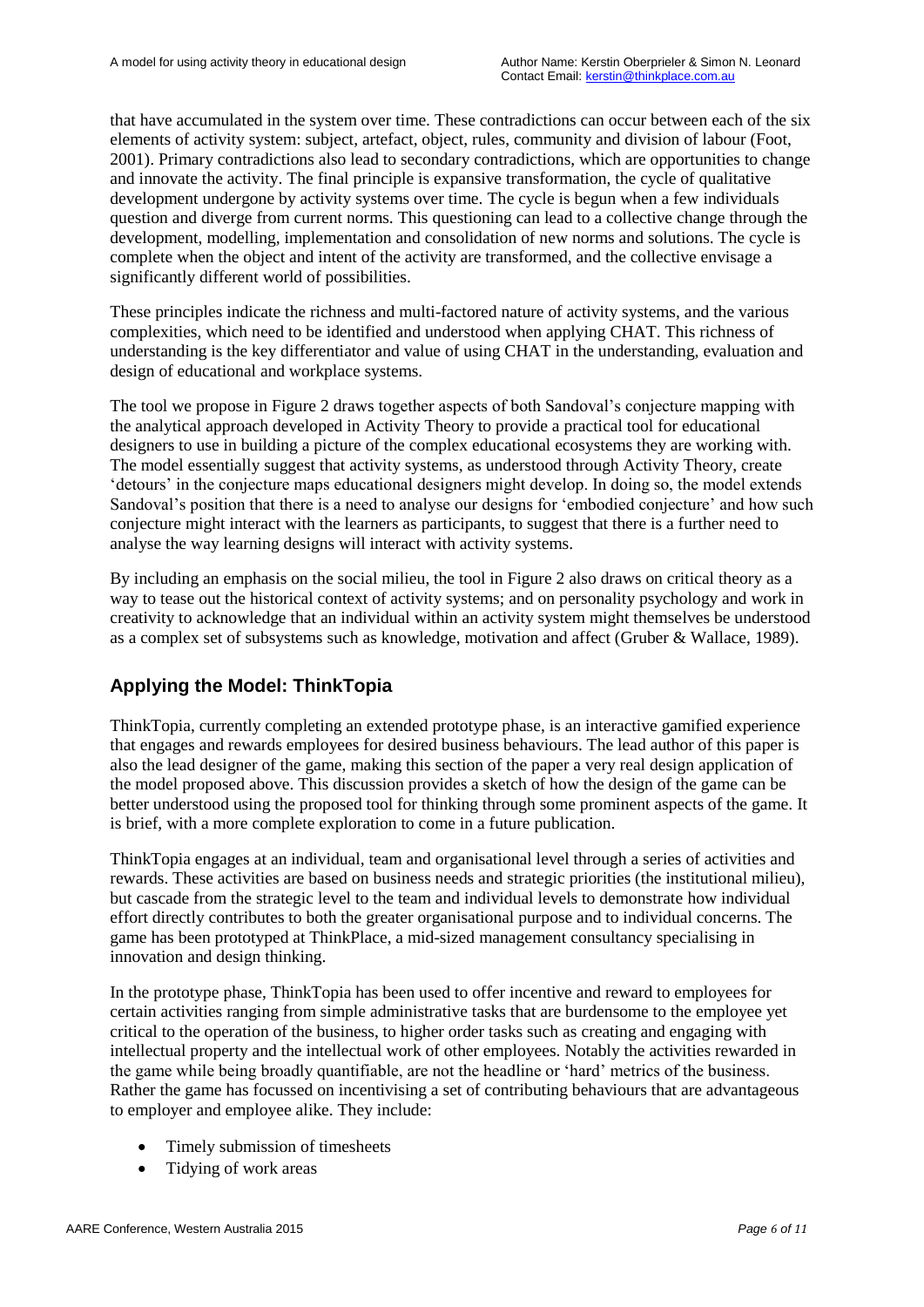that have accumulated in the system over time. These contradictions can occur between each of the six elements of activity system: subject, artefact, object, rules, community and division of labour (Foot, 2001). Primary contradictions also lead to secondary contradictions, which are opportunities to change and innovate the activity. The final principle is expansive transformation, the cycle of qualitative development undergone by activity systems over time. The cycle is begun when a few individuals question and diverge from current norms. This questioning can lead to a collective change through the development, modelling, implementation and consolidation of new norms and solutions. The cycle is complete when the object and intent of the activity are transformed, and the collective envisage a significantly different world of possibilities.

These principles indicate the richness and multi-factored nature of activity systems, and the various complexities, which need to be identified and understood when applying CHAT. This richness of understanding is the key differentiator and value of using CHAT in the understanding, evaluation and design of educational and workplace systems.

The tool we propose in Figure 2 draws together aspects of both Sandoval's conjecture mapping with the analytical approach developed in Activity Theory to provide a practical tool for educational designers to use in building a picture of the complex educational ecosystems they are working with. The model essentially suggest that activity systems, as understood through Activity Theory, create 'detours' in the conjecture maps educational designers might develop. In doing so, the model extends Sandoval's position that there is a need to analyse our designs for 'embodied conjecture' and how such conjecture might interact with the learners as participants, to suggest that there is a further need to analyse the way learning designs will interact with activity systems.

By including an emphasis on the social milieu, the tool in Figure 2 also draws on critical theory as a way to tease out the historical context of activity systems; and on personality psychology and work in creativity to acknowledge that an individual within an activity system might themselves be understood as a complex set of subsystems such as knowledge, motivation and affect (Gruber & Wallace, 1989).

## Applying the Model: ThinkTopia

ThinkTopia, currently completing an extended prototype phase, is an interactive gamified experience that engages and rewards employees for desired business behaviours. The lead author of this paper is also the lead designer of the game, making this section of the paper a very real design application of the model proposed above. This discussion provides a sketch of how the design of the game can be better understood using the proposed tool for thinking through some prominent aspects of the game. It is brief, with a more complete exploration to come in a future publication.

ThinkTopia engages at an individual, team and organisational level through a series of activities and rewards. These activities are based on business needs and strategic priorities (the institutional milieu), but cascade from the strategic level to the team and individual levels to demonstrate how individual effort directly contributes to both the greater organisational purpose and to individual concerns. The game has been prototyped at ThinkPlace, a mid-sized management consultancy specialising in innovation and design thinking.

In the prototype phase, ThinkTopia has been used to offer incentive and reward to employees for certain activities ranging from simple administrative tasks that are burdensome to the employee yet critical to the operation of the business, to higher order tasks such as creating and engaging with intellectual property and the intellectual work of other employees. Notably the activities rewarded in the game while being broadly quantifiable, are not the headline or 'hard' metrics of the business. Rather the game has focussed on incentivising a set of contributing behaviours that are advantageous to employer and employee alike. They include:

- Timely submission of timesheets
- Tidying of work areas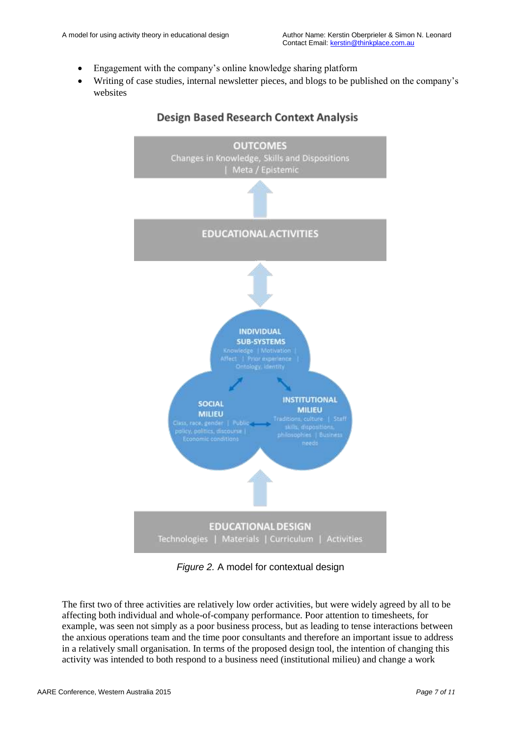- Engagement with the company's online knowledge sharing platform
- Writing of case studies, internal newsletter pieces, and blogs to be published on the company's websites

**Design Based Research Context Analysis**

OUTCOMES
Changes in Knowledge, Skills and Dispositions | Meta / Epistemic

EDUCATIONAL ACTIVITIES

INDIVIDUAL SUB-SYSTEMS
Knowledge | Motivation | Affect | Prior experience | Ontology, identity

SOCIAL MILIEU
Class, race, gender | Public policy, politics, discourse | Economic conditions

INSTITUTIONAL MILIEU
Traditions, culture | Staff skills, dispositions, philosophies | Business needs

EDUCATIONAL DESIGN
Technologies | Materials | Curriculum | Activities

*Figure 2.* A model for contextual design

The first two of three activities are relatively low order activities, but were widely agreed by all to be affecting both individual and whole-of-company performance. Poor attention to timesheets, for example, was seen not simply as a poor business process, but as leading to tense interactions between the anxious operations team and the time poor consultants and therefore an important issue to address in a relatively small organisation. In terms of the proposed design tool, the intention of changing this activity was intended to both respond to a business need (institutional milieu) and change a work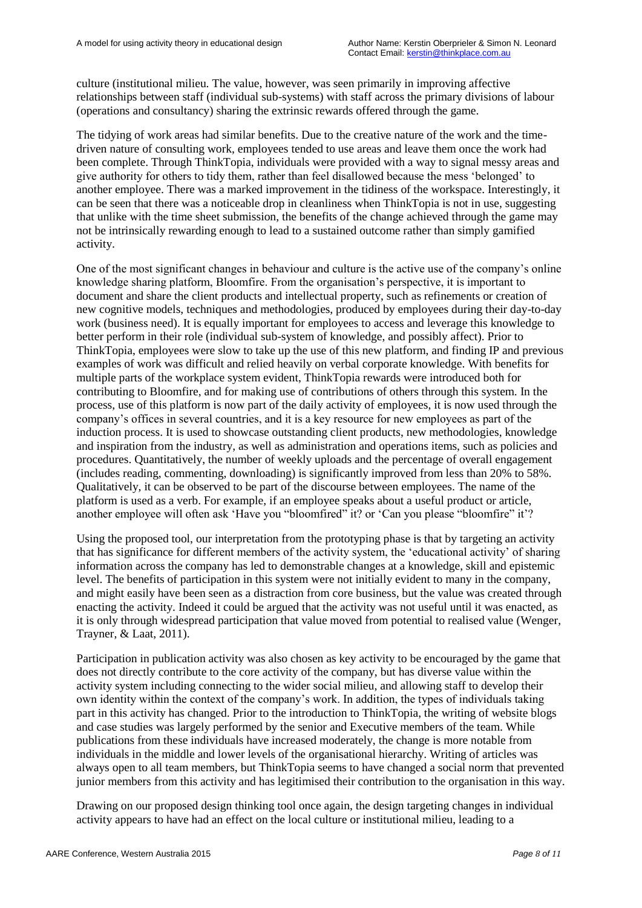culture (institutional milieu. The value, however, was seen primarily in improving affective relationships between staff (individual sub-systems) with staff across the primary divisions of labour (operations and consultancy) sharing the extrinsic rewards offered through the game.

The tidying of work areas had similar benefits. Due to the creative nature of the work and the time-driven nature of consulting work, employees tended to use areas and leave them once the work had been complete. Through ThinkTopia, individuals were provided with a way to signal messy areas and give authority for others to tidy them, rather than feel disallowed because the mess 'belonged' to another employee. There was a marked improvement in the tidiness of the workspace. Interestingly, it can be seen that there was a noticeable drop in cleanliness when ThinkTopia is not in use, suggesting that unlike with the time sheet submission, the benefits of the change achieved through the game may not be intrinsically rewarding enough to lead to a sustained outcome rather than simply gamified activity.

One of the most significant changes in behaviour and culture is the active use of the company's online knowledge sharing platform, Bloomfire. From the organisation's perspective, it is important to document and share the client products and intellectual property, such as refinements or creation of new cognitive models, techniques and methodologies, produced by employees during their day-to-day work (business need). It is equally important for employees to access and leverage this knowledge to better perform in their role (individual sub-system of knowledge, and possibly affect). Prior to ThinkTopia, employees were slow to take up the use of this new platform, and finding IP and previous examples of work was difficult and relied heavily on verbal corporate knowledge. With benefits for multiple parts of the workplace system evident, ThinkTopia rewards were introduced both for contributing to Bloomfire, and for making use of contributions of others through this system. In the process, use of this platform is now part of the daily activity of employees, it is now used through the company's offices in several countries, and it is a key resource for new employees as part of the induction process. It is used to showcase outstanding client products, new methodologies, knowledge and inspiration from the industry, as well as administration and operations items, such as policies and procedures. Quantitatively, the number of weekly uploads and the percentage of overall engagement (includes reading, commenting, downloading) is significantly improved from less than 20% to 58%. Qualitatively, it can be observed to be part of the discourse between employees. The name of the platform is used as a verb. For example, if an employee speaks about a useful product or article, another employee will often ask 'Have you "bloomfired" it? or 'Can you please "bloomfire" it'?

Using the proposed tool, our interpretation from the prototyping phase is that by targeting an activity that has significance for different members of the activity system, the 'educational activity' of sharing information across the company has led to demonstrable changes at a knowledge, skill and epistemic level. The benefits of participation in this system were not initially evident to many in the company, and might easily have been seen as a distraction from core business, but the value was created through enacting the activity. Indeed it could be argued that the activity was not useful until it was enacted, as it is only through widespread participation that value moved from potential to realised value (Wenger, Trayner, & Laat, 2011).

Participation in publication activity was also chosen as key activity to be encouraged by the game that does not directly contribute to the core activity of the company, but has diverse value within the activity system including connecting to the wider social milieu, and allowing staff to develop their own identity within the context of the company's work. In addition, the types of individuals taking part in this activity has changed. Prior to the introduction to ThinkTopia, the writing of website blogs and case studies was largely performed by the senior and Executive members of the team. While publications from these individuals have increased moderately, the change is more notable from individuals in the middle and lower levels of the organisational hierarchy. Writing of articles was always open to all team members, but ThinkTopia seems to have changed a social norm that prevented junior members from this activity and has legitimised their contribution to the organisation in this way.

Drawing on our proposed design thinking tool once again, the design targeting changes in individual activity appears to have had an effect on the local culture or institutional milieu, leading to a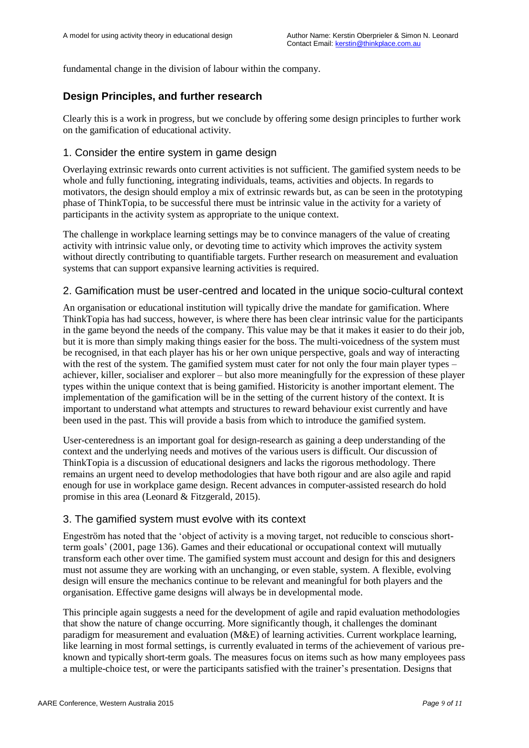fundamental change in the division of labour within the company.

## Design Principles, and further research

Clearly this is a work in progress, but we conclude by offering some design principles to further work on the gamification of educational activity.

### 1. Consider the entire system in game design

Overlaying extrinsic rewards onto current activities is not sufficient. The gamified system needs to be whole and fully functioning, integrating individuals, teams, activities and objects. In regards to motivators, the design should employ a mix of extrinsic rewards but, as can be seen in the prototyping phase of ThinkTopia, to be successful there must be intrinsic value in the activity for a variety of participants in the activity system as appropriate to the unique context.

The challenge in workplace learning settings may be to convince managers of the value of creating activity with intrinsic value only, or devoting time to activity which improves the activity system without directly contributing to quantifiable targets. Further research on measurement and evaluation systems that can support expansive learning activities is required.

### 2. Gamification must be user-centred and located in the unique socio-cultural context

An organisation or educational institution will typically drive the mandate for gamification. Where ThinkTopia has had success, however, is where there has been clear intrinsic value for the participants in the game beyond the needs of the company. This value may be that it makes it easier to do their job, but it is more than simply making things easier for the boss. The multi-voicedness of the system must be recognised, in that each player has his or her own unique perspective, goals and way of interacting with the rest of the system. The gamified system must cater for not only the four main player types – achiever, killer, socialiser and explorer – but also more meaningfully for the expression of these player types within the unique context that is being gamified. Historicity is another important element. The implementation of the gamification will be in the setting of the current history of the context. It is important to understand what attempts and structures to reward behaviour exist currently and have been used in the past. This will provide a basis from which to introduce the gamified system.

User-centeredness is an important goal for design-research as gaining a deep understanding of the context and the underlying needs and motives of the various users is difficult. Our discussion of ThinkTopia is a discussion of educational designers and lacks the rigorous methodology. There remains an urgent need to develop methodologies that have both rigour and are also agile and rapid enough for use in workplace game design. Recent advances in computer-assisted research do hold promise in this area (Leonard & Fitzgerald, 2015).

### 3. The gamified system must evolve with its context

Engeström has noted that the 'object of activity is a moving target, not reducible to conscious short-term goals' (2001, page 136). Games and their educational or occupational context will mutually transform each other over time. The gamified system must account and design for this and designers must not assume they are working with an unchanging, or even stable, system. A flexible, evolving design will ensure the mechanics continue to be relevant and meaningful for both players and the organisation. Effective game designs will always be in developmental mode.

This principle again suggests a need for the development of agile and rapid evaluation methodologies that show the nature of change occurring. More significantly though, it challenges the dominant paradigm for measurement and evaluation (M&E) of learning activities. Current workplace learning, like learning in most formal settings, is currently evaluated in terms of the achievement of various pre-known and typically short-term goals. The measures focus on items such as how many employees pass a multiple-choice test, or were the participants satisfied with the trainer's presentation. Designs that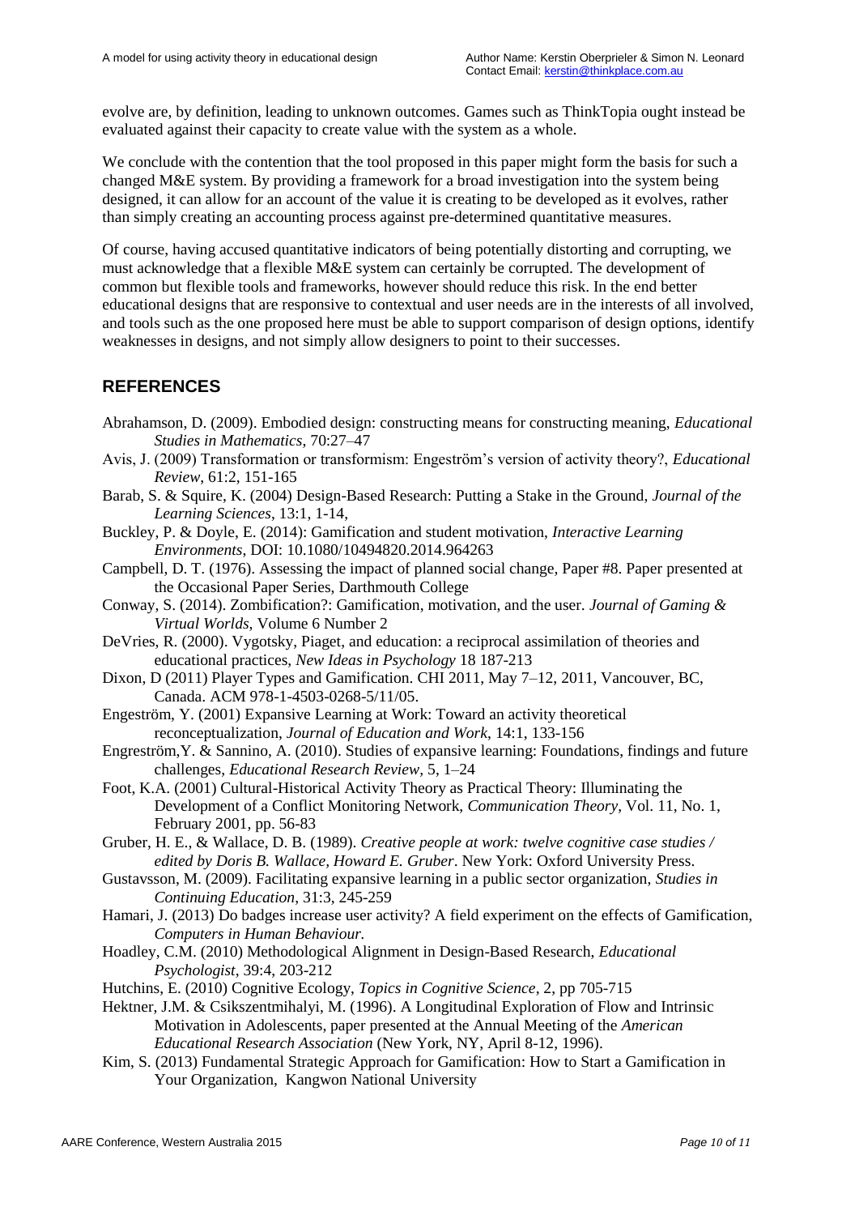evolve are, by definition, leading to unknown outcomes. Games such as ThinkTopia ought instead be evaluated against their capacity to create value with the system as a whole.

We conclude with the contention that the tool proposed in this paper might form the basis for such a changed M&E system. By providing a framework for a broad investigation into the system being designed, it can allow for an account of the value it is creating to be developed as it evolves, rather than simply creating an accounting process against pre-determined quantitative measures.

Of course, having accused quantitative indicators of being potentially distorting and corrupting, we must acknowledge that a flexible M&E system can certainly be corrupted. The development of common but flexible tools and frameworks, however should reduce this risk. In the end better educational designs that are responsive to contextual and user needs are in the interests of all involved, and tools such as the one proposed here must be able to support comparison of design options, identify weaknesses in designs, and not simply allow designers to point to their successes.

## REFERENCES

Abrahamson, D. (2009). Embodied design: constructing means for constructing meaning, *Educational Studies in Mathematics*, 70:27–47

Avis, J. (2009) Transformation or transformism: Engeström's version of activity theory?, *Educational Review*, 61:2, 151-165

Barab, S. & Squire, K. (2004) Design-Based Research: Putting a Stake in the Ground, *Journal of the Learning Sciences*, 13:1, 1-14,

Buckley, P. & Doyle, E. (2014): Gamification and student motivation, *Interactive Learning Environments*, DOI: 10.1080/10494820.2014.964263

Campbell, D. T. (1976). Assessing the impact of planned social change, Paper #8. Paper presented at the Occasional Paper Series, Darthmouth College

Conway, S. (2014). Zombification?: Gamification, motivation, and the user. *Journal of Gaming & Virtual Worlds*, Volume 6 Number 2

DeVries, R. (2000). Vygotsky, Piaget, and education: a reciprocal assimilation of theories and educational practices, *New Ideas in Psychology* 18 187-213

Dixon, D (2011) Player Types and Gamification. CHI 2011, May 7–12, 2011, Vancouver, BC, Canada. ACM 978-1-4503-0268-5/11/05.

Engeström, Y. (2001) Expansive Learning at Work: Toward an activity theoretical reconceptualization, *Journal of Education and Work*, 14:1, 133-156

Engreström,Y. & Sannino, A. (2010). Studies of expansive learning: Foundations, findings and future challenges, *Educational Research Review,* 5, 1–24

Foot, K.A. (2001) Cultural-Historical Activity Theory as Practical Theory: Illuminating the Development of a Conflict Monitoring Network, *Communication Theory*, Vol. 11, No. 1, February 2001, pp. 56-83

Gruber, H. E., & Wallace, D. B. (1989). *Creative people at work: twelve cognitive case studies / edited by Doris B. Wallace, Howard E. Gruber*. New York: Oxford University Press.

Gustavsson, M. (2009). Facilitating expansive learning in a public sector organization, *Studies in Continuing Education*, 31:3, 245-259

Hamari, J. (2013) Do badges increase user activity? A field experiment on the effects of Gamification, *Computers in Human Behaviour.*

Hoadley, C.M. (2010) Methodological Alignment in Design-Based Research, *Educational Psychologist*, 39:4, 203-212

Hutchins, E. (2010) Cognitive Ecology, *Topics in Cognitive Science*, 2, pp 705-715

Hektner, J.M. & Csikszentmihalyi, M. (1996). A Longitudinal Exploration of Flow and Intrinsic Motivation in Adolescents, paper presented at the Annual Meeting of the *American Educational Research Association* (New York, NY, April 8-12, 1996).

Kim, S. (2013) Fundamental Strategic Approach for Gamification: How to Start a Gamification in Your Organization, Kangwon National University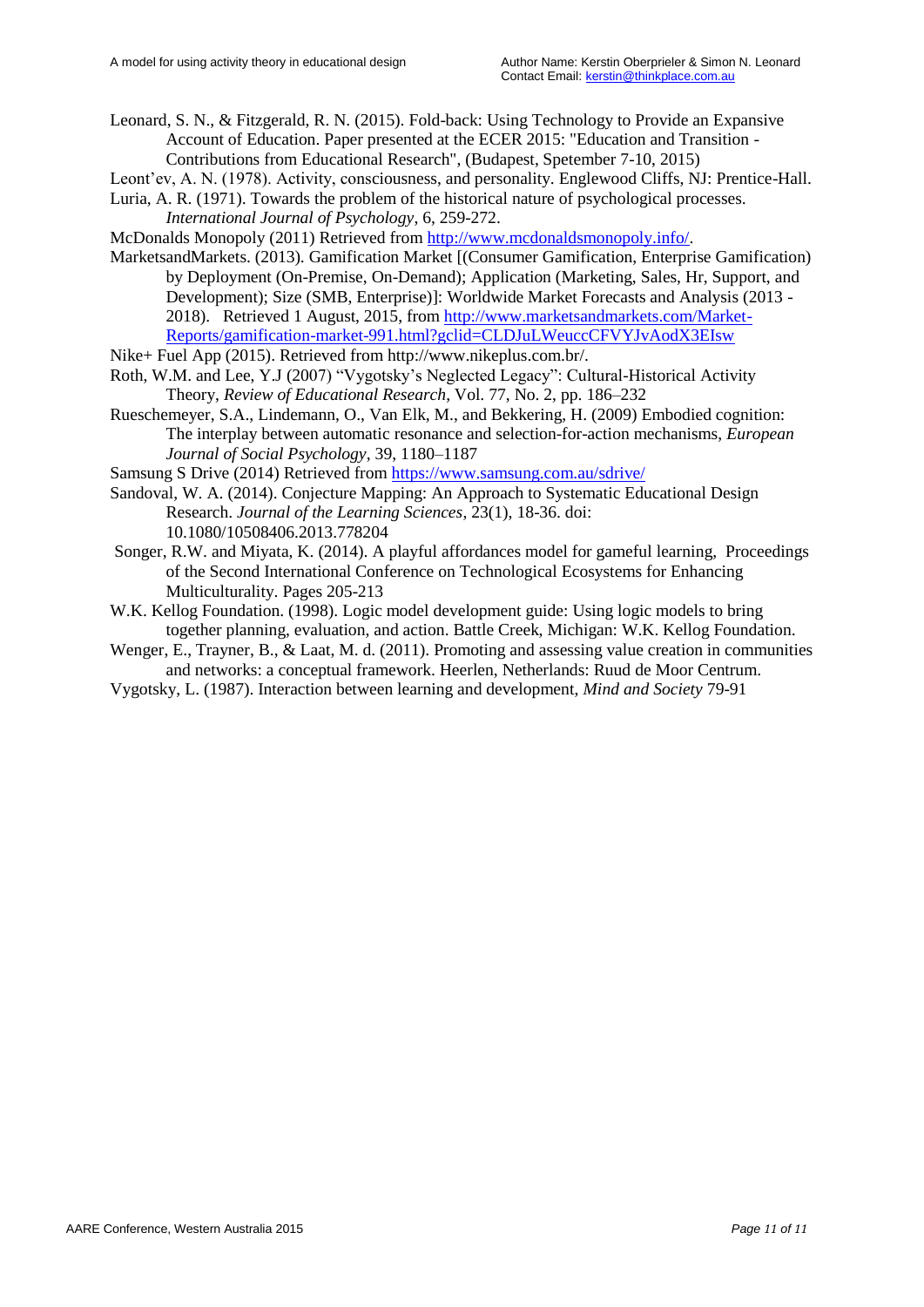Leonard, S. N., & Fitzgerald, R. N. (2015). Fold-back: Using Technology to Provide an Expansive Account of Education. Paper presented at the ECER 2015: "Education and Transition - Contributions from Educational Research", (Budapest, Spetember 7-10, 2015)

Leont'ev, A. N. (1978). Activity, consciousness, and personality. Englewood Cliffs, NJ: Prentice-Hall.

Luria, A. R. (1971). Towards the problem of the historical nature of psychological processes. *International Journal of Psychology*, 6, 259-272.

McDonalds Monopoly (2011) Retrieved from http://www.mcdonaldsmonopoly.info/.

MarketsandMarkets. (2013). Gamification Market [(Consumer Gamification, Enterprise Gamification) by Deployment (On-Premise, On-Demand); Application (Marketing, Sales, Hr, Support, and Development); Size (SMB, Enterprise)]: Worldwide Market Forecasts and Analysis (2013 - 2018). Retrieved 1 August, 2015, from http://www.marketsandmarkets.com/Market-Reports/gamification-market-991.html?gclid=CLDJuLWeuccCFVYJvAodX3EIsw

Nike+ Fuel App (2015). Retrieved from http://www.nikeplus.com.br/.

Roth, W.M. and Lee, Y.J (2007) "Vygotsky's Neglected Legacy": Cultural-Historical Activity Theory, *Review of Educational Research*, Vol. 77, No. 2, pp. 186–232

Rueschemeyer, S.A., Lindemann, O., Van Elk, M., and Bekkering, H. (2009) Embodied cognition: The interplay between automatic resonance and selection-for-action mechanisms, *European Journal of Social Psychology*, 39, 1180–1187

Samsung S Drive (2014) Retrieved from https://www.samsung.com.au/sdrive/

Sandoval, W. A. (2014). Conjecture Mapping: An Approach to Systematic Educational Design Research. *Journal of the Learning Sciences*, 23(1), 18-36. doi: 10.1080/10508406.2013.778204

Songer, R.W. and Miyata, K. (2014). A playful affordances model for gameful learning, Proceedings of the Second International Conference on Technological Ecosystems for Enhancing Multiculturality. Pages 205-213

W.K. Kellog Foundation. (1998). Logic model development guide: Using logic models to bring together planning, evaluation, and action. Battle Creek, Michigan: W.K. Kellog Foundation.

Wenger, E., Trayner, B., & Laat, M. d. (2011). Promoting and assessing value creation in communities and networks: a conceptual framework. Heerlen, Netherlands: Ruud de Moor Centrum.

Vygotsky, L. (1987). Interaction between learning and development, *Mind and Society* 79-91